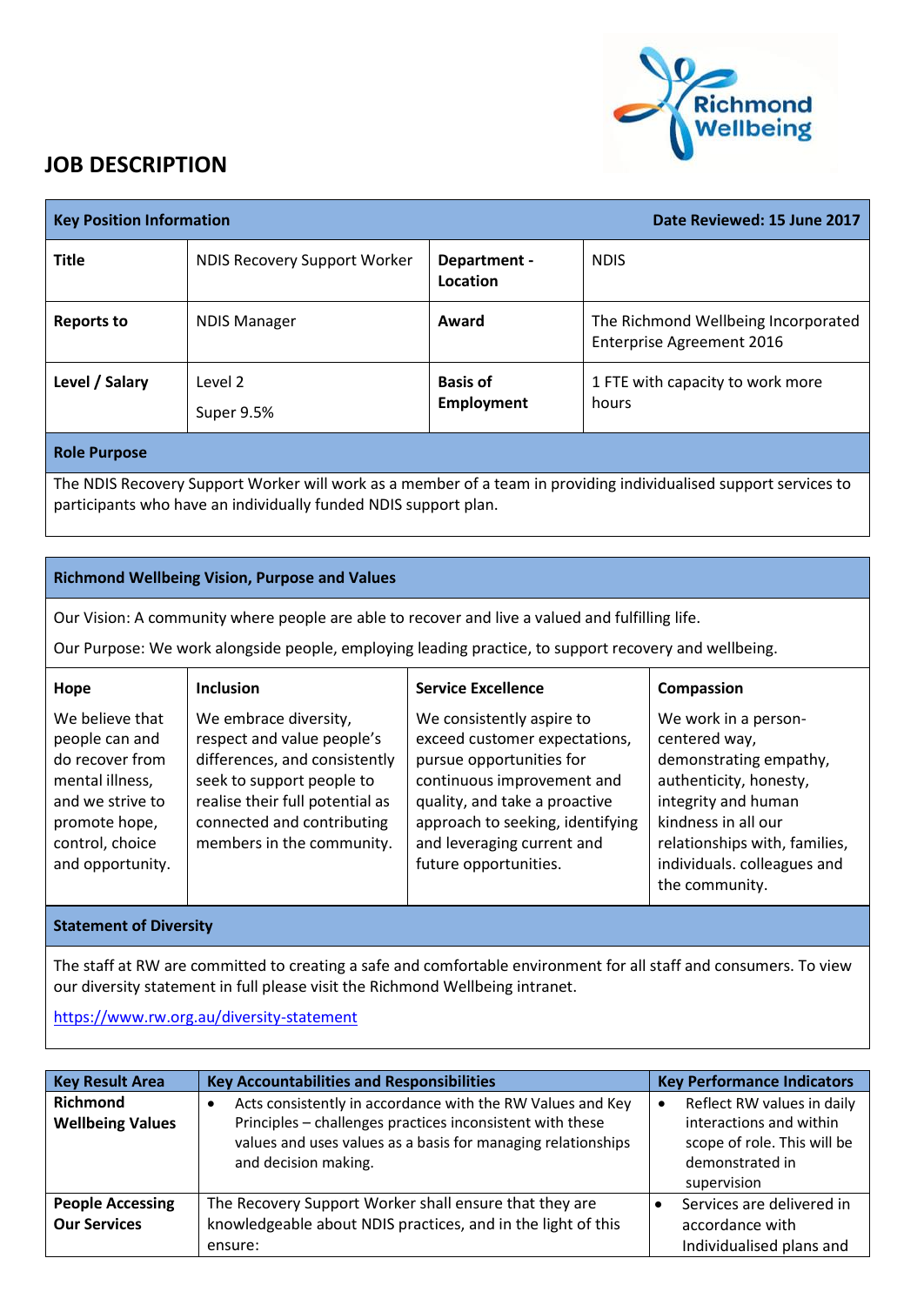# JOB DESCRIPTION

| Key Position Information | | | Date Reviewed: 15 June 2017 |
|---|---|---|---|
| **Title** | NDIS Recovery Support Worker | **Department - Location** | NDIS |
| **Reports to** | NDIS Manager | **Award** | The Richmond Wellbeing Incorporated Enterprise Agreement 2016 |
| **Level / Salary** | Level 2<br>Super 9.5% | **Basis of Employment** | 1 FTE with capacity to work more hours |

**Role Purpose**

The NDIS Recovery Support Worker will work as a member of a team in providing individualised support services to participants who have an individually funded NDIS support plan.

**Richmond Wellbeing Vision, Purpose and Values**

Our Vision: A community where people are able to recover and live a valued and fulfilling life.

Our Purpose: We work alongside people, employing leading practice, to support recovery and wellbeing.

| Hope | Inclusion | Service Excellence | Compassion |
|---|---|---|---|
| We believe that people can and do recover from mental illness, and we strive to promote hope, control, choice and opportunity. | We embrace diversity, respect and value people's differences, and consistently seek to support people to realise their full potential as connected and contributing members in the community. | We consistently aspire to exceed customer expectations, pursue opportunities for continuous improvement and quality, and take a proactive approach to seeking, identifying and leveraging current and future opportunities. | We work in a person-centered way, demonstrating empathy, authenticity, honesty, integrity and human kindness in all our relationships with, families, individuals. colleagues and the community. |

**Statement of Diversity**

The staff at RW are committed to creating a safe and comfortable environment for all staff and consumers. To view our diversity statement in full please visit the Richmond Wellbeing intranet.

https://www.rw.org.au/diversity-statement

| Key Result Area | Key Accountabilities and Responsibilities | Key Performance Indicators |
|---|---|---|
| **Richmond Wellbeing Values** | • Acts consistently in accordance with the RW Values and Key Principles – challenges practices inconsistent with these values and uses values as a basis for managing relationships and decision making. | • Reflect RW values in daily interactions and within scope of role. This will be demonstrated in supervision |
| **People Accessing Our Services** | The Recovery Support Worker shall ensure that they are knowledgeable about NDIS practices, and in the light of this ensure: | • Services are delivered in accordance with Individualised plans and |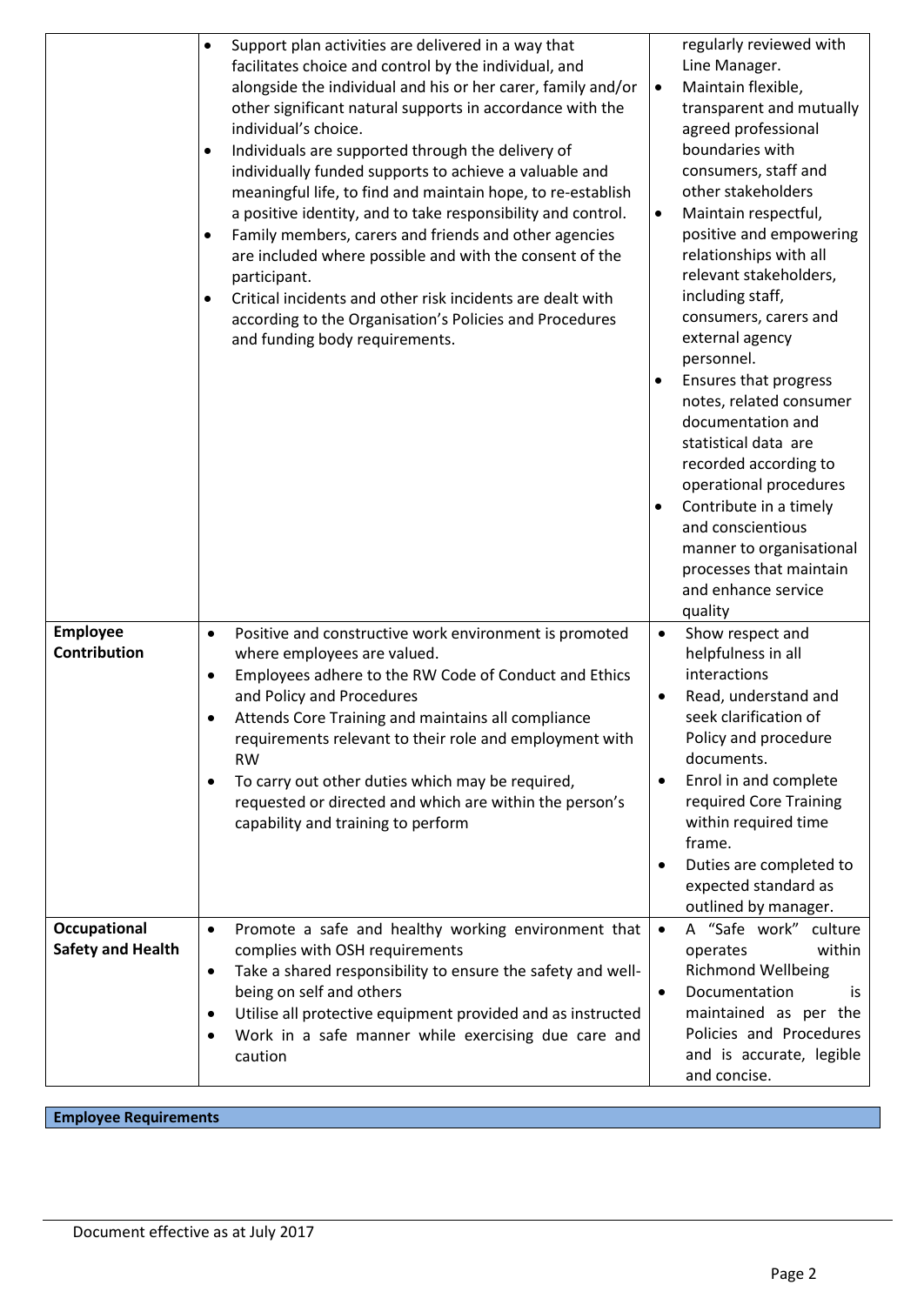| | | |
|---|---|---|
| | • Support plan activities are delivered in a way that facilitates choice and control by the individual, and alongside the individual and his or her carer, family and/or other significant natural supports in accordance with the individual's choice.<br>• Individuals are supported through the delivery of individually funded supports to achieve a valuable and meaningful life, to find and maintain hope, to re-establish a positive identity, and to take responsibility and control.<br>• Family members, carers and friends and other agencies are included where possible and with the consent of the participant.<br>• Critical incidents and other risk incidents are dealt with according to the Organisation's Policies and Procedures and funding body requirements. | regularly reviewed with Line Manager.<br>• Maintain flexible, transparent and mutually agreed professional boundaries with consumers, staff and other stakeholders<br>• Maintain respectful, positive and empowering relationships with all relevant stakeholders, including staff, consumers, carers and external agency personnel.<br>• Ensures that progress notes, related consumer documentation and statistical data are recorded according to operational procedures<br>• Contribute in a timely and conscientious manner to organisational processes that maintain and enhance service quality |
| **Employee Contribution** | • Positive and constructive work environment is promoted where employees are valued.<br>• Employees adhere to the RW Code of Conduct and Ethics and Policy and Procedures<br>• Attends Core Training and maintains all compliance requirements relevant to their role and employment with RW<br>• To carry out other duties which may be required, requested or directed and which are within the person's capability and training to perform | • Show respect and helpfulness in all interactions<br>• Read, understand and seek clarification of Policy and procedure documents.<br>• Enrol in and complete required Core Training within required time frame.<br>• Duties are completed to expected standard as outlined by manager. |
| **Occupational Safety and Health** | • Promote a safe and healthy working environment that complies with OSH requirements<br>• Take a shared responsibility to ensure the safety and well-being on self and others<br>• Utilise all protective equipment provided and as instructed<br>• Work in a safe manner while exercising due care and caution | • A "Safe work" culture operates within Richmond Wellbeing<br>• Documentation is maintained as per the Policies and Procedures and is accurate, legible and concise. |

**Employee Requirements**

Document effective as at July 2017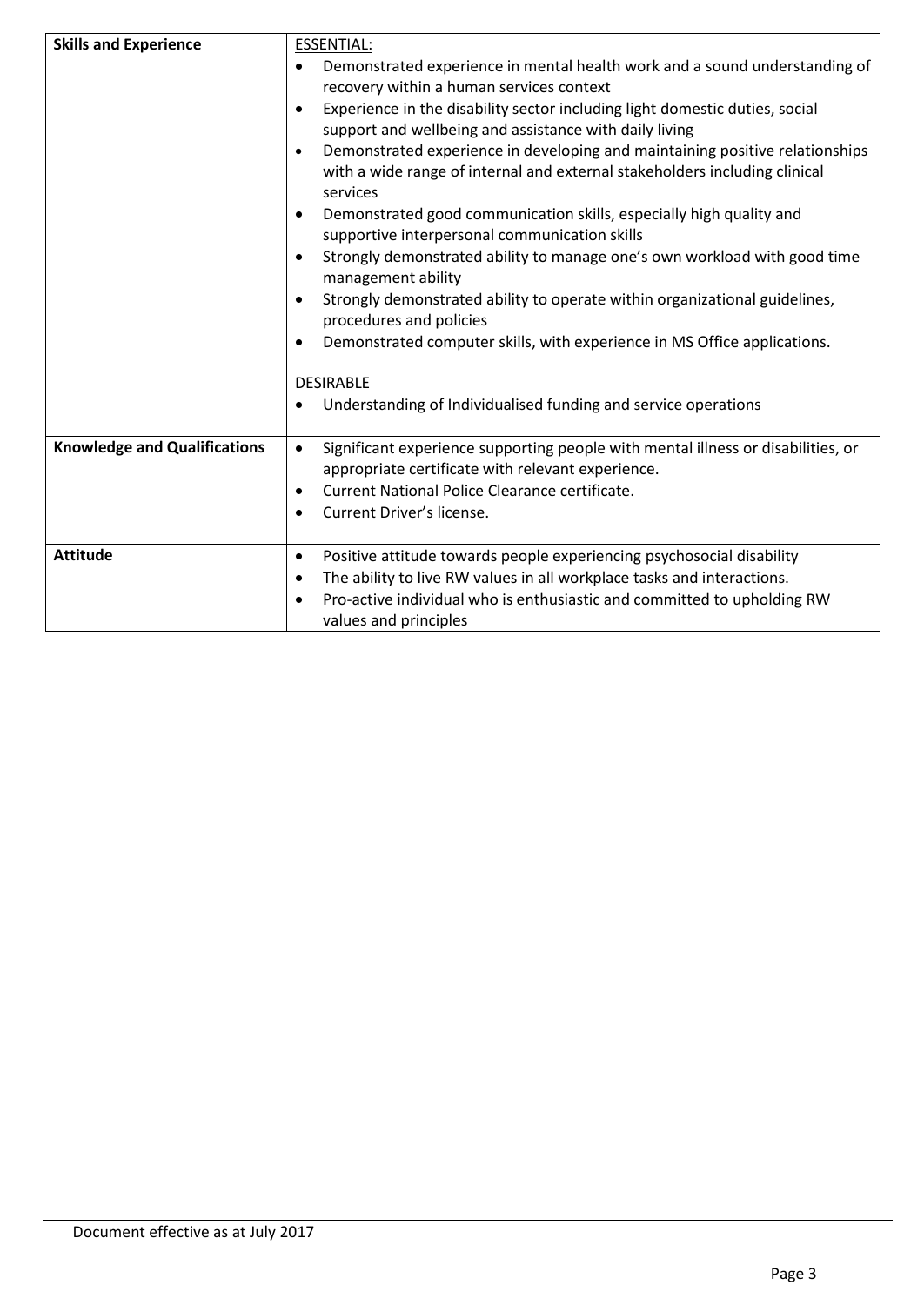| | |
|---|---|
| **Skills and Experience** | ESSENTIAL:<br>• Demonstrated experience in mental health work and a sound understanding of recovery within a human services context<br>• Experience in the disability sector including light domestic duties, social support and wellbeing and assistance with daily living<br>• Demonstrated experience in developing and maintaining positive relationships with a wide range of internal and external stakeholders including clinical services<br>• Demonstrated good communication skills, especially high quality and supportive interpersonal communication skills<br>• Strongly demonstrated ability to manage one's own workload with good time management ability<br>• Strongly demonstrated ability to operate within organizational guidelines, procedures and policies<br>• Demonstrated computer skills, with experience in MS Office applications.<br><br>DESIRABLE<br>• Understanding of Individualised funding and service operations |
| **Knowledge and Qualifications** | • Significant experience supporting people with mental illness or disabilities, or appropriate certificate with relevant experience.<br>• Current National Police Clearance certificate.<br>• Current Driver's license. |
| **Attitude** | • Positive attitude towards people experiencing psychosocial disability<br>• The ability to live RW values in all workplace tasks and interactions.<br>• Pro-active individual who is enthusiastic and committed to upholding RW values and principles |

Document effective as at July 2017